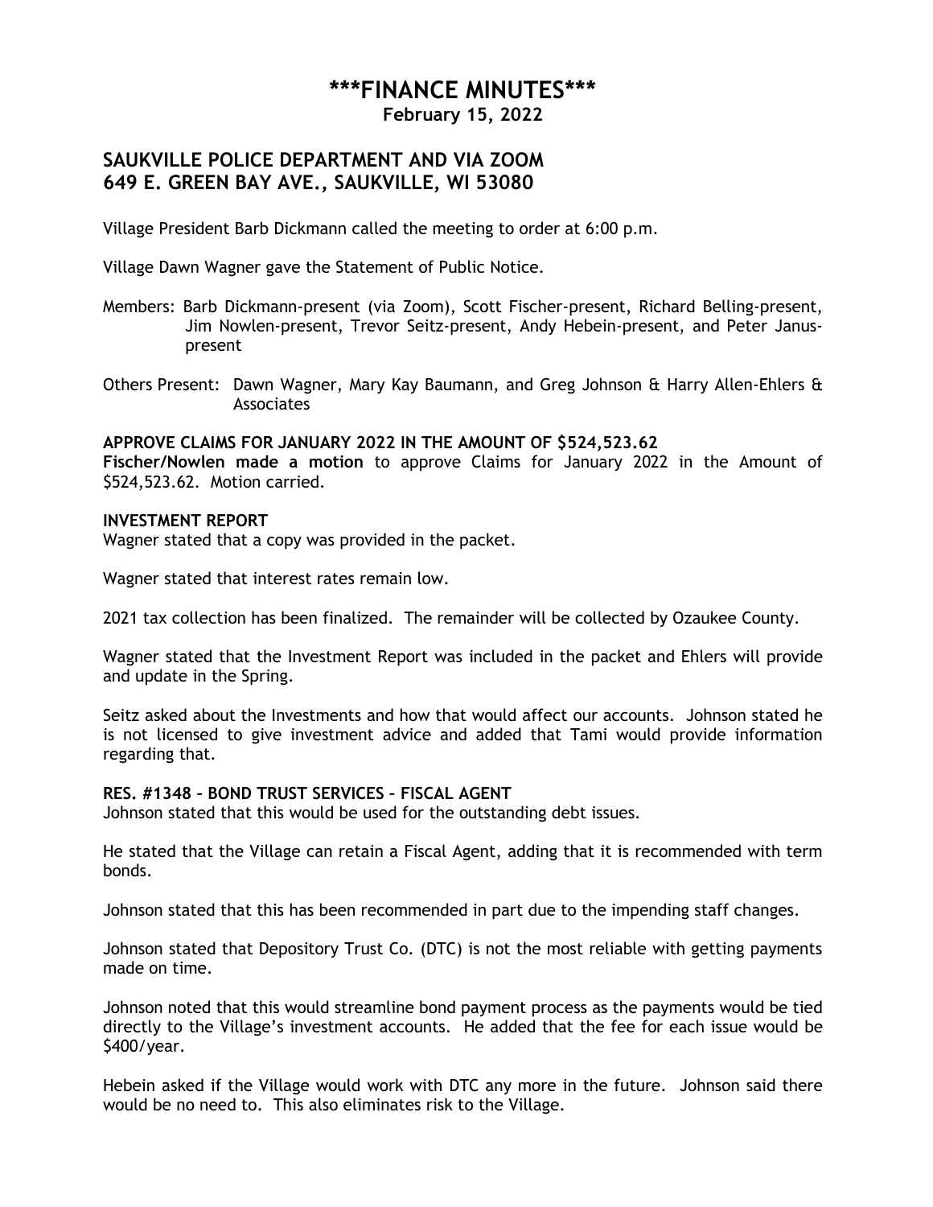# \*\*\*FINANCE MINUTES\*\*\*

**February 15, 2022**

## SAUKVILLE POLICE DEPARTMENT AND VIA ZOOM
## 649 E. GREEN BAY AVE., SAUKVILLE, WI 53080

Village President Barb Dickmann called the meeting to order at 6:00 p.m.

Village Dawn Wagner gave the Statement of Public Notice.

Members: Barb Dickmann-present (via Zoom), Scott Fischer-present, Richard Belling-present, Jim Nowlen-present, Trevor Seitz-present, Andy Hebein-present, and Peter Janus-present

Others Present: Dawn Wagner, Mary Kay Baumann, and Greg Johnson & Harry Allen-Ehlers & Associates

**APPROVE CLAIMS FOR JANUARY 2022 IN THE AMOUNT OF $524,523.62**
**Fischer/Nowlen made a motion** to approve Claims for January 2022 in the Amount of $524,523.62. Motion carried.

**INVESTMENT REPORT**
Wagner stated that a copy was provided in the packet.

Wagner stated that interest rates remain low.

2021 tax collection has been finalized. The remainder will be collected by Ozaukee County.

Wagner stated that the Investment Report was included in the packet and Ehlers will provide and update in the Spring.

Seitz asked about the Investments and how that would affect our accounts. Johnson stated he is not licensed to give investment advice and added that Tami would provide information regarding that.

**RES. #1348 – BOND TRUST SERVICES – FISCAL AGENT**
Johnson stated that this would be used for the outstanding debt issues.

He stated that the Village can retain a Fiscal Agent, adding that it is recommended with term bonds.

Johnson stated that this has been recommended in part due to the impending staff changes.

Johnson stated that Depository Trust Co. (DTC) is not the most reliable with getting payments made on time.

Johnson noted that this would streamline bond payment process as the payments would be tied directly to the Village's investment accounts. He added that the fee for each issue would be $400/year.

Hebein asked if the Village would work with DTC any more in the future. Johnson said there would be no need to. This also eliminates risk to the Village.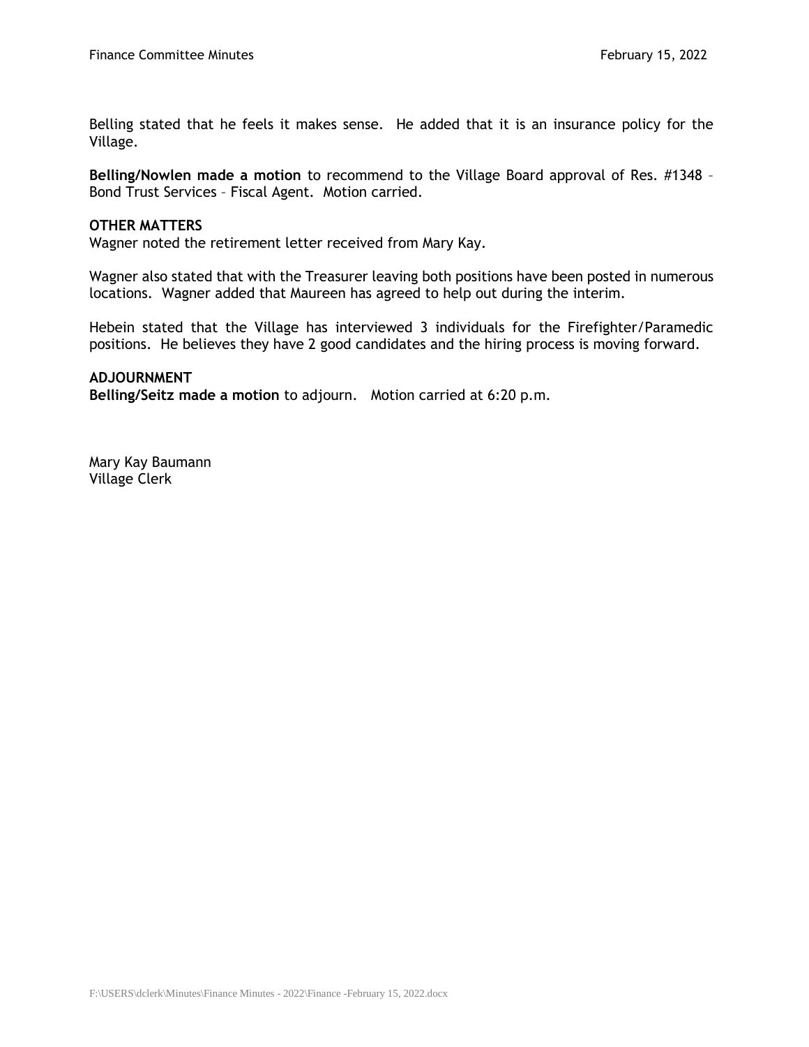Belling stated that he feels it makes sense. He added that it is an insurance policy for the Village.

**Belling/Nowlen made a motion** to recommend to the Village Board approval of Res. #1348 – Bond Trust Services – Fiscal Agent. Motion carried.

**OTHER MATTERS**

Wagner noted the retirement letter received from Mary Kay.

Wagner also stated that with the Treasurer leaving both positions have been posted in numerous locations. Wagner added that Maureen has agreed to help out during the interim.

Hebein stated that the Village has interviewed 3 individuals for the Firefighter/Paramedic positions. He believes they have 2 good candidates and the hiring process is moving forward.

**ADJOURNMENT**

**Belling/Seitz made a motion** to adjourn. Motion carried at 6:20 p.m.

Mary Kay Baumann
Village Clerk